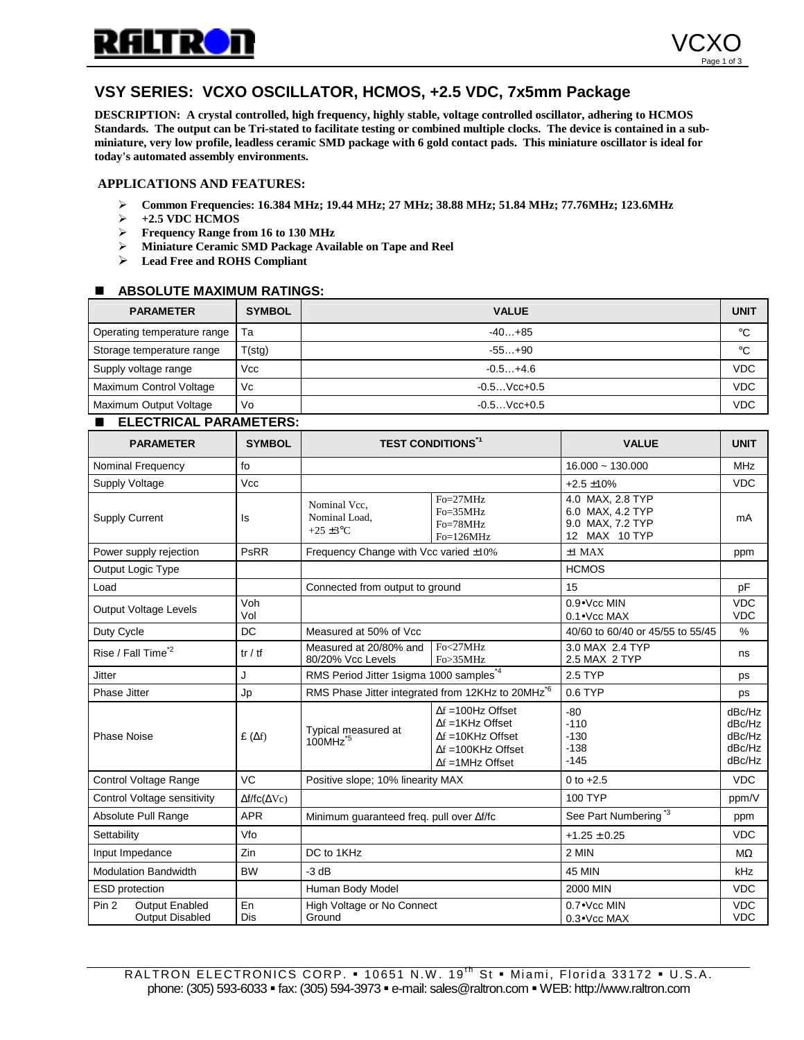# VSY SERIES: VCXO OSCILLATOR, HCMOS, +2.5 VDC, 7x5mm Package

**DESCRIPTION: A crystal controlled, high frequency, highly stable, voltage controlled oscillator, adhering to HCMOS Standards. The output can be Tri-stated to facilitate testing or combined multiple clocks. The device is contained in a sub-miniature, very low profile, leadless ceramic SMD package with 6 gold contact pads. This miniature oscillator is ideal for today's automated assembly environments.**

## APPLICATIONS AND FEATURES:

- **Common Frequencies: 16.384 MHz; 19.44 MHz; 27 MHz; 38.88 MHz; 51.84 MHz; 77.76MHz; 123.6MHz**
- **+2.5 VDC HCMOS**
- **Frequency Range from 16 to 130 MHz**
- **Miniature Ceramic SMD Package Available on Tape and Reel**
- **Lead Free and ROHS Compliant**

## ABSOLUTE MAXIMUM RATINGS:

| PARAMETER | SYMBOL | VALUE | UNIT |
|---|---|---|---|
| Operating temperature range | Ta | -40…+85 | °C |
| Storage temperature range | T(stg) | -55…+90 | °C |
| Supply voltage range | Vcc | -0.5…+4.6 | VDC |
| Maximum Control Voltage | Vc | -0.5…Vcc+0.5 | VDC |
| Maximum Output Voltage | Vo | -0.5…Vcc+0.5 | VDC |

## ELECTRICAL PARAMETERS:

| PARAMETER | SYMBOL | TEST CONDITIONS[*1] | | VALUE | UNIT |
|---|---|---|---|---|---|
| Nominal Frequency | fo | | | 16.000 ~ 130.000 | MHz |
| Supply Voltage | Vcc | | | +2.5 ±10% | VDC |
| Supply Current | Is | Nominal Vcc, Nominal Load, +25 ±3°C | Fo=27MHz<br>Fo=35MHz<br>Fo=78MHz<br>Fo=126MHz | 4.0 MAX, 2.8 TYP<br>6.0 MAX, 4.2 TYP<br>9.0 MAX, 7.2 TYP<br>12 MAX 10 TYP | mA |
| Power supply rejection | PsRR | Frequency Change with Vcc varied ±10% | | ±1 MAX | ppm |
| Output Logic Type | | | | HCMOS | |
| Load | | Connected from output to ground | | 15 | pF |
| Output Voltage Levels | Voh<br>Vol | | | 0.9•Vcc MIN<br>0.1•Vcc MAX | VDC<br>VDC |
| Duty Cycle | DC | Measured at 50% of Vcc | | 40/60 to 60/40 or 45/55 to 55/45 | % |
| Rise / Fall Time[*2] | tr / tf | Measured at 20/80% and 80/20% Vcc Levels | Fo<27MHz<br>Fo>35MHz | 3.0 MAX 2.4 TYP<br>2.5 MAX 2 TYP | ns |
| Jitter | J | RMS Period Jitter 1sigma 1000 samples[*4] | | 2.5 TYP | ps |
| Phase Jitter | Jp | RMS Phase Jitter integrated from 12KHz to 20MHz[*6] | | 0.6 TYP | ps |
| Phase Noise | £ (Δf) | Typical measured at 100MHz[*5] | Δf =100Hz Offset<br>Δf =1KHz Offset<br>Δf =10KHz Offset<br>Δf =100KHz Offset<br>Δf =1MHz Offset | -80<br>-110<br>-130<br>-138<br>-145 | dBc/Hz<br>dBc/Hz<br>dBc/Hz<br>dBc/Hz<br>dBc/Hz |
| Control Voltage Range | VC | Positive slope; 10% linearity MAX | | 0 to +2.5 | VDC |
| Control Voltage sensitivity | Δf/fc(ΔVc) | | | 100 TYP | ppm/V |
| Absolute Pull Range | APR | Minimum guaranteed freq. pull over Δf/fc | | See Part Numbering[*3] | ppm |
| Settability | Vfo | | | +1.25 ± 0.25 | VDC |
| Input Impedance | Zin | DC to 1KHz | | 2 MIN | MΩ |
| Modulation Bandwidth | BW | -3 dB | | 45 MIN | kHz |
| ESD protection | | Human Body Model | | 2000 MIN | VDC |
| Pin 2 Output Enabled<br>Output Disabled | En<br>Dis | High Voltage or No Connect<br>Ground | | 0.7•Vcc MIN<br>0.3•Vcc MAX | VDC<br>VDC |

RALTRON ELECTRONICS CORP. ▪ 10651 N.W. 19th St ▪ Miami, Florida 33172 ▪ U.S.A.
phone: (305) 593-6033 ▪ fax: (305) 594-3973 ▪ e-mail: sales@raltron.com ▪ WEB: http://www.raltron.com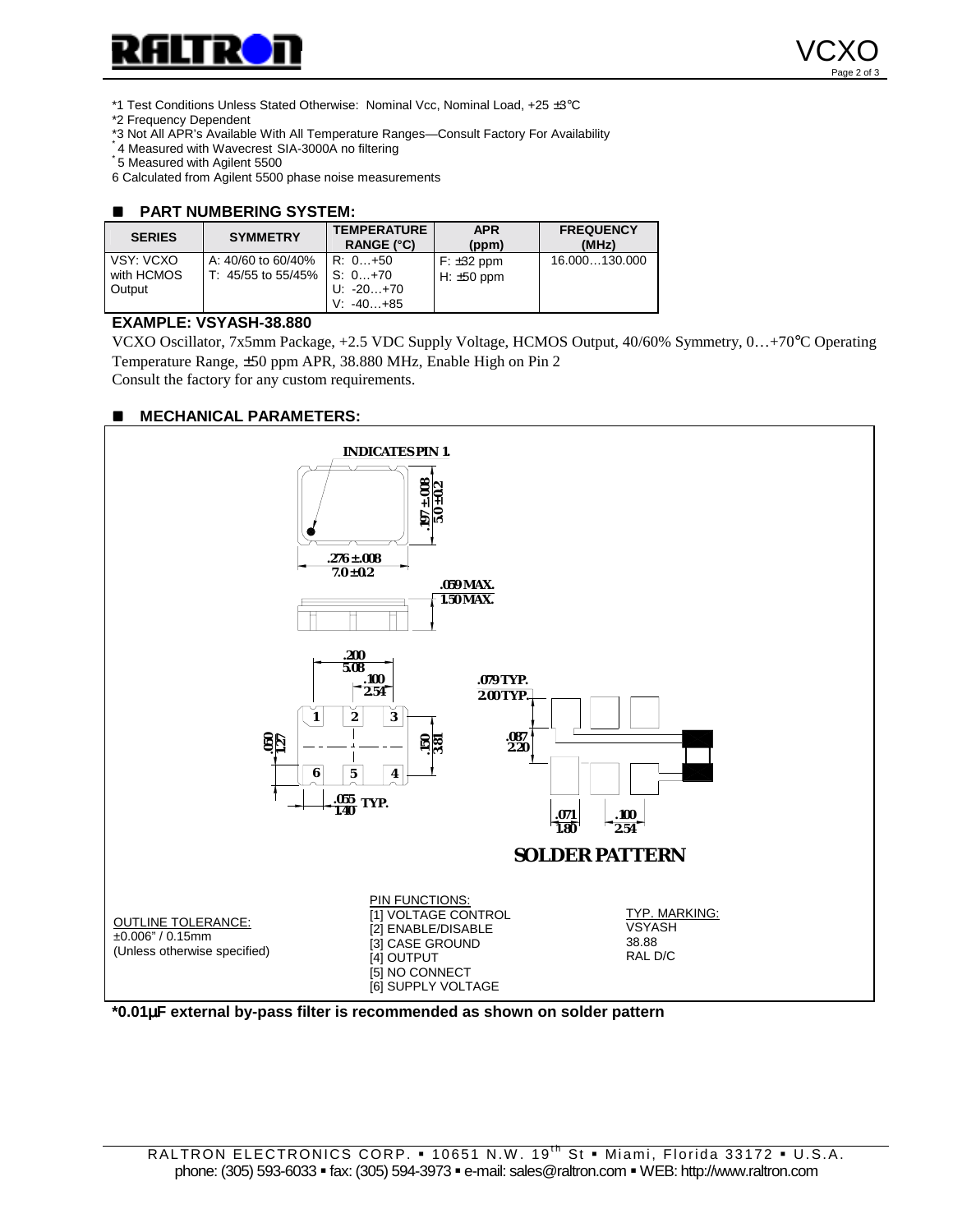*1 Test Conditions Unless Stated Otherwise: Nominal Vcc, Nominal Load, +25 ±3°C
*2 Frequency Dependent
*3 Not All APR's Available With All Temperature Ranges—Consult Factory For Availability
*4 Measured with Wavecrest SIA-3000A no filtering
*5 Measured with Agilent 5500
6 Calculated from Agilent 5500 phase noise measurements

## ■ PART NUMBERING SYSTEM:

| SERIES | SYMMETRY | TEMPERATURE RANGE (°C) | APR (ppm) | FREQUENCY (MHz) |
|---|---|---|---|---|
| VSY: VCXO with HCMOS Output | A: 40/60 to 60/40%<br>T: 45/55 to 55/45% | R: 0…+50<br>S: 0…+70<br>U: -20…+70<br>V: -40…+85 | F: ±32 ppm<br>H: ±50 ppm | 16.000…130.000 |

**EXAMPLE: VSYASH-38.880**

VCXO Oscillator, 7x5mm Package, +2.5 VDC Supply Voltage, HCMOS Output, 40/60% Symmetry, 0…+70°C Operating Temperature Range, ±50 ppm APR, 38.880 MHz, Enable High on Pin 2
Consult the factory for any custom requirements.

## ■ MECHANICAL PARAMETERS:

INDICATES PIN 1.

.197 ± .008 / 5.0 ± 0.2

.276 ± .008 / 7.0 ± 0.2

.059 MAX. / 1.50 MAX.

.200 / 5.08

.100 / 2.54

.050 / 1.27

.150 / 3.81

.055 / 1.40 TYP.

.079 TYP. / 2.00 TYP.

.087 / 2.20

.071 / 1.80

.100 / 2.54

**SOLDER PATTERN**

OUTLINE TOLERANCE:
±0.006" / 0.15mm
(Unless otherwise specified)

PIN FUNCTIONS:
[1] VOLTAGE CONTROL
[2] ENABLE/DISABLE
[3] CASE GROUND
[4] OUTPUT
[5] NO CONNECT
[6] SUPPLY VOLTAGE

TYP. MARKING:
VSYASH
38.88
RAL D/C

**\*0.01µF external by-pass filter is recommended as shown on solder pattern**

RALTRON ELECTRONICS CORP. ▪ 10651 N.W. 19th St ▪ Miami, Florida 33172 ▪ U.S.A.
phone: (305) 593-6033 ▪ fax: (305) 594-3973 ▪ e-mail: sales@raltron.com ▪ WEB: http://www.raltron.com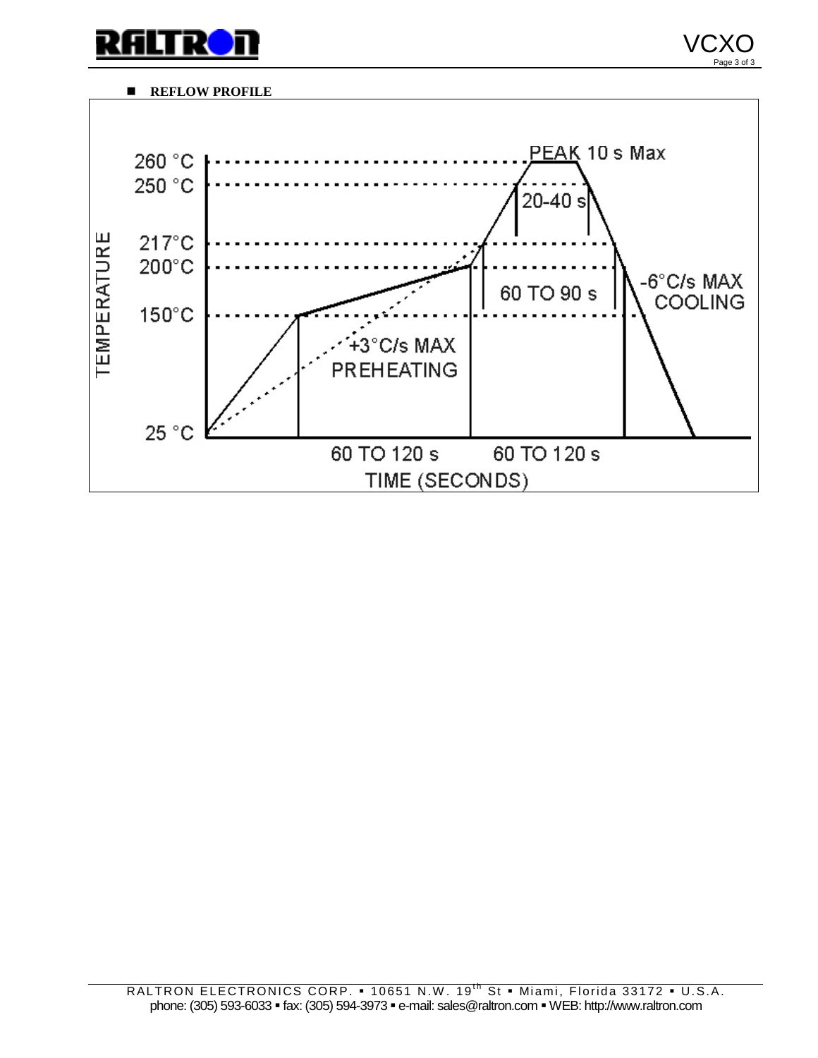## ■ REFLOW PROFILE

PEAK 10 s Max

260 °C

250 °C

20-40 s

217°C

200°C

60 TO 90 s

-6°C/s MAX
COOLING

150°C

+3°C/s MAX
PREHEATING

25 °C

TEMPERATURE

60 TO 120 s

60 TO 120 s

TIME (SECONDS)

RALTRON ELECTRONICS CORP. ▪ 10651 N.W. 19th St ▪ Miami, Florida 33172 ▪ U.S.A.
phone: (305) 593-6033 ▪ fax: (305) 594-3973 ▪ e-mail: sales@raltron.com ▪ WEB: http://www.raltron.com